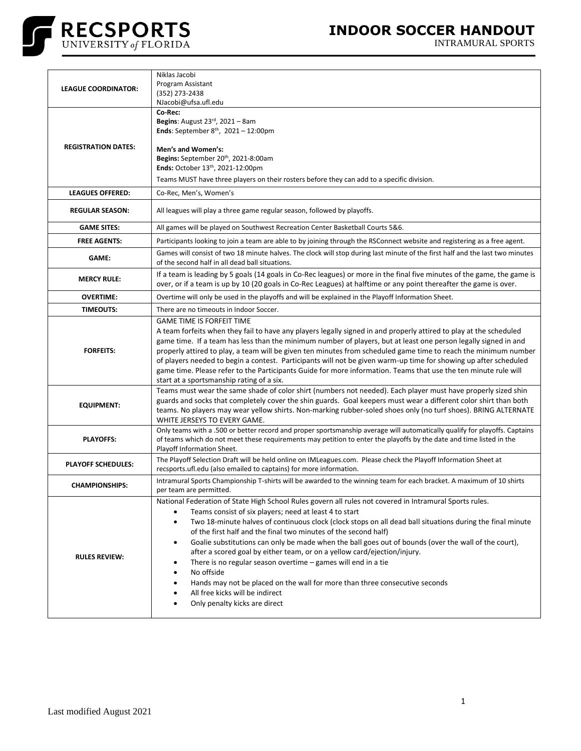# INDOOR SOCCER HANDOUT

INTRAMURAL SPORTS

RECSPORTS UNIVERSITY *of* FLORIDA

| | |
|---|---|
| **LEAGUE COORDINATOR:** | Niklas Jacobi<br>Program Assistant<br>(352) 273-2438<br>NJacobi@ufsa.ufl.edu |
| **REGISTRATION DATES:** | **Co-Rec:**<br>**Begins**: August 23rd, 2021 – 8am<br>**Ends**: September 8th, 2021 – 12:00pm<br><br>**Men's and Women's:**<br>**Begins:** September 20th, 2021-8:00am<br>**Ends:** October 13th, 2021-12:00pm<br>Teams MUST have three players on their rosters before they can add to a specific division. |
| **LEAGUES OFFERED:** | Co-Rec, Men's, Women's |
| **REGULAR SEASON:** | All leagues will play a three game regular season, followed by playoffs. |
| **GAME SITES:** | All games will be played on Southwest Recreation Center Basketball Courts 5&6. |
| **FREE AGENTS:** | Participants looking to join a team are able to by joining through the RSConnect website and registering as a free agent. |
| **GAME:** | Games will consist of two 18 minute halves. The clock will stop during last minute of the first half and the last two minutes of the second half in all dead ball situations. |
| **MERCY RULE:** | If a team is leading by 5 goals (14 goals in Co-Rec leagues) or more in the final five minutes of the game, the game is over, or if a team is up by 10 (20 goals in Co-Rec Leagues) at halftime or any point thereafter the game is over. |
| **OVERTIME:** | Overtime will only be used in the playoffs and will be explained in the Playoff Information Sheet. |
| **TIMEOUTS:** | There are no timeouts in Indoor Soccer. |
| **FORFEITS:** | GAME TIME IS FORFEIT TIME<br>A team forfeits when they fail to have any players legally signed in and properly attired to play at the scheduled game time. If a team has less than the minimum number of players, but at least one person legally signed in and properly attired to play, a team will be given ten minutes from scheduled game time to reach the minimum number of players needed to begin a contest. Participants will not be given warm-up time for showing up after scheduled game time. Please refer to the Participants Guide for more information. Teams that use the ten minute rule will start at a sportsmanship rating of a six. |
| **EQUIPMENT:** | Teams must wear the same shade of color shirt (numbers not needed). Each player must have properly sized shin guards and socks that completely cover the shin guards. Goal keepers must wear a different color shirt than both teams. No players may wear yellow shirts. Non-marking rubber-soled shoes only (no turf shoes). BRING ALTERNATE WHITE JERSEYS TO EVERY GAME. |
| **PLAYOFFS:** | Only teams with a .500 or better record and proper sportsmanship average will automatically qualify for playoffs. Captains of teams which do not meet these requirements may petition to enter the playoffs by the date and time listed in the Playoff Information Sheet. |
| **PLAYOFF SCHEDULES:** | The Playoff Selection Draft will be held online on IMLeagues.com. Please check the Playoff Information Sheet at recsports.ufl.edu (also emailed to captains) for more information. |
| **CHAMPIONSHIPS:** | Intramural Sports Championship T-shirts will be awarded to the winning team for each bracket. A maximum of 10 shirts per team are permitted. |
| **RULES REVIEW:** | National Federation of State High School Rules govern all rules not covered in Intramural Sports rules.<br>• Teams consist of six players; need at least 4 to start<br>• Two 18-minute halves of continuous clock (clock stops on all dead ball situations during the final minute of the first half and the final two minutes of the second half)<br>• Goalie substitutions can only be made when the ball goes out of bounds (over the wall of the court), after a scored goal by either team, or on a yellow card/ejection/injury.<br>• There is no regular season overtime – games will end in a tie<br>• No offside<br>• Hands may not be placed on the wall for more than three consecutive seconds<br>• All free kicks will be indirect<br>• Only penalty kicks are direct |

Last modified August 2021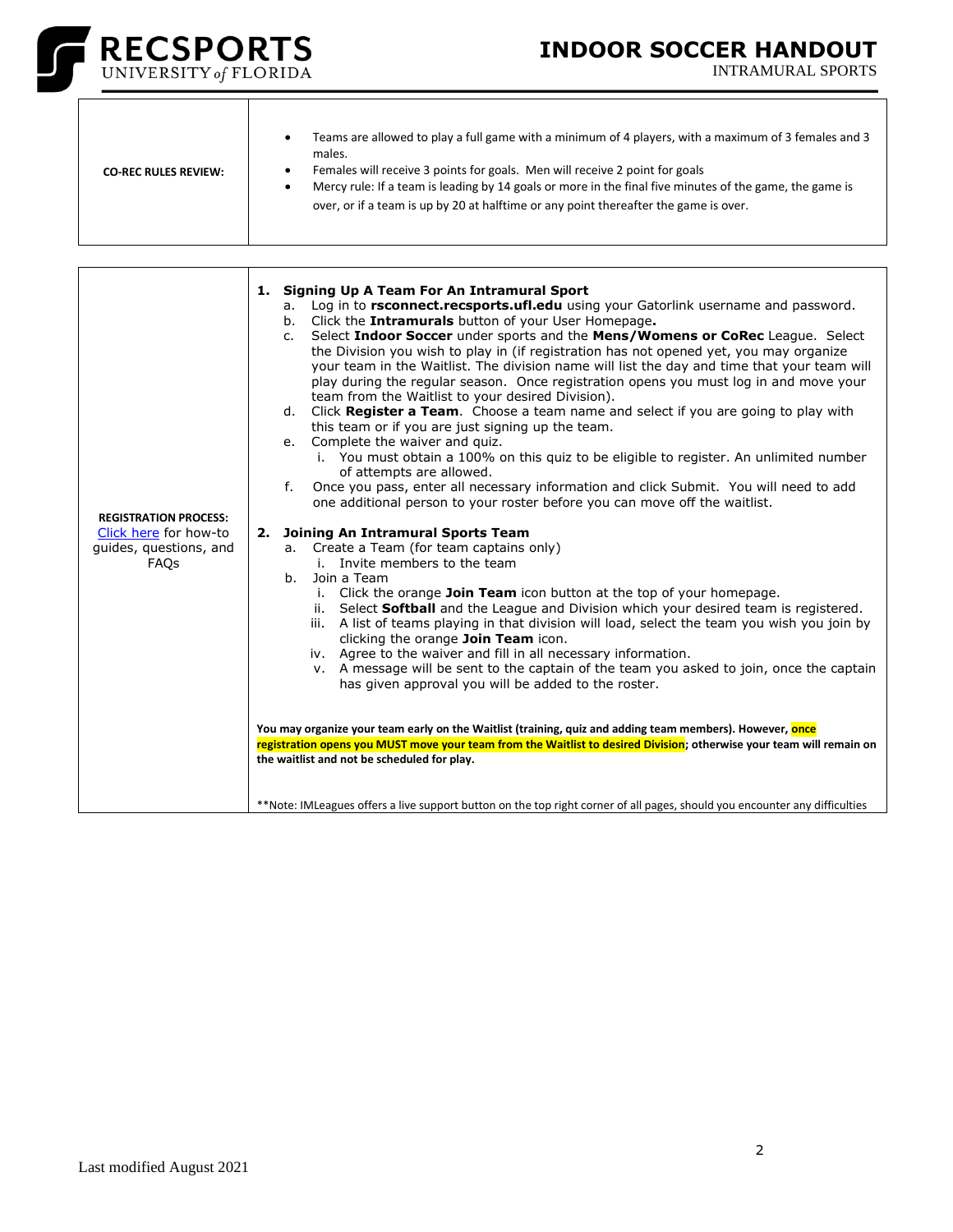| | |
|---|---|
| **CO-REC RULES REVIEW:** | • Teams are allowed to play a full game with a minimum of 4 players, with a maximum of 3 females and 3 males.<br>• Females will receive 3 points for goals. Men will receive 2 point for goals<br>• Mercy rule: If a team is leading by 14 goals or more in the final five minutes of the game, the game is over, or if a team is up by 20 at halftime or any point thereafter the game is over. |

| | |
|---|---|
| **REGISTRATION PROCESS:**<br>Click here for how-to guides, questions, and FAQs | **1. Signing Up A Team For An Intramural Sport**<br>a. Log in to **rsconnect.recsports.ufl.edu** using your Gatorlink username and password.<br>b. Click the **Intramurals** button of your User Homepage**.**<br>c. Select **Indoor Soccer** under sports and the **Mens/Womens or CoRec** League. Select the Division you wish to play in (if registration has not opened yet, you may organize your team in the Waitlist. The division name will list the day and time that your team will play during the regular season. Once registration opens you must log in and move your team from the Waitlist to your desired Division).<br>d. Click **Register a Team**. Choose a team name and select if you are going to play with this team or if you are just signing up the team.<br>e. Complete the waiver and quiz.<br>i. You must obtain a 100% on this quiz to be eligible to register. An unlimited number of attempts are allowed.<br>f. Once you pass, enter all necessary information and click Submit. You will need to add one additional person to your roster before you can move off the waitlist.<br><br>**2. Joining An Intramural Sports Team**<br>a. Create a Team (for team captains only)<br>i. Invite members to the team<br>b. Join a Team<br>i. Click the orange **Join Team** icon button at the top of your homepage.<br>ii. Select **Softball** and the League and Division which your desired team is registered.<br>iii. A list of teams playing in that division will load, select the team you wish you join by clicking the orange **Join Team** icon.<br>iv. Agree to the waiver and fill in all necessary information.<br>v. A message will be sent to the captain of the team you asked to join, once the captain has given approval you will be added to the roster.<br><br>**You may organize your team early on the Waitlist (training, quiz and adding team members). However, once registration opens you MUST move your team from the Waitlist to desired Division; otherwise your team will remain on the waitlist and not be scheduled for play.**<br><br>**Note: IMLeagues offers a live support button on the top right corner of all pages, should you encounter any difficulties |

Last modified August 2021